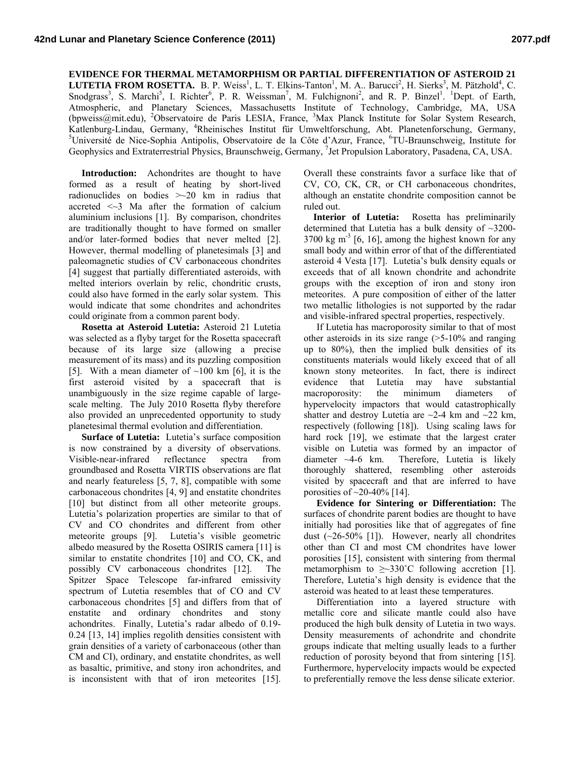**EVIDENCE FOR THERMAL METAMORPHISM OR PARTIAL DIFFERENTIATION OF ASTEROID 21 LUTETIA FROM ROSETTA.** B. P. Weiss[1], L. T. Elkins-Tanton[1], M. A.. Barucci[2], H. Sierks[3], M. Pätzhold[4], C. Snodgrass[3], S. Marchi[5], I. Richter[6], P. R. Weissman[7], M. Fulchignoni[2], and R. P. Binzel[1]. [1]Dept. of Earth, Atmospheric, and Planetary Sciences, Massachusetts Institute of Technology, Cambridge, MA, USA (bpweiss@mit.edu), [2]Observatoire de Paris LESIA, France, [3]Max Planck Institute for Solar System Research, Katlenburg-Lindau, Germany, [4]Rheinisches Institut für Umweltforschung, Abt. Planetenforschung, Germany, [5]Université de Nice-Sophia Antipolis, Observatoire de la Côte d'Azur, France, [6]TU-Braunschweig, Institute for Geophysics and Extraterrestrial Physics, Braunschweig, Germany, [7]Jet Propulsion Laboratory, Pasadena, CA, USA.

**Introduction:** Achondrites are thought to have formed as a result of heating by short-lived radionuclides on bodies >~20 km in radius that accreted <~3 Ma after the formation of calcium aluminium inclusions [1]. By comparison, chondrites are traditionally thought to have formed on smaller and/or later-formed bodies that never melted [2]. However, thermal modelling of planetesimals [3] and paleomagnetic studies of CV carbonaceous chondrites [4] suggest that partially differentiated asteroids, with melted interiors overlain by relic, chondritic crusts, could also have formed in the early solar system. This would indicate that some chondrites and achondrites could originate from a common parent body.

**Rosetta at Asteroid Lutetia:** Asteroid 21 Lutetia was selected as a flyby target for the Rosetta spacecraft because of its large size (allowing a precise measurement of its mass) and its puzzling composition [5]. With a mean diameter of ~100 km [6], it is the first asteroid visited by a spacecraft that is unambiguously in the size regime capable of large-scale melting. The July 2010 Rosetta flyby therefore also provided an unprecedented opportunity to study planetesimal thermal evolution and differentiation.

**Surface of Lutetia:** Lutetia's surface composition is now constrained by a diversity of observations. Visible-near-infrared reflectance spectra from groundbased and Rosetta VIRTIS observations are flat and nearly featureless [5, 7, 8], compatible with some carbonaceous chondrites [4, 9] and enstatite chondrites [10] but distinct from all other meteorite groups. Lutetia's polarization properties are similar to that of CV and CO chondrites and different from other meteorite groups [9]. Lutetia's visible geometric albedo measured by the Rosetta OSIRIS camera [11] is similar to enstatite chondrites [10] and CO, CK, and possibly CV carbonaceous chondrites [12]. The Spitzer Space Telescope far-infrared emissivity spectrum of Lutetia resembles that of CO and CV carbonaceous chondrites [5] and differs from that of enstatite and ordinary chondrites and stony achondrites. Finally, Lutetia's radar albedo of 0.19-0.24 [13, 14] implies regolith densities consistent with grain densities of a variety of carbonaceous (other than CM and CI), ordinary, and enstatite chondrites, as well as basaltic, primitive, and stony iron achondrites, and is inconsistent with that of iron meteorites [15]. Overall these constraints favor a surface like that of CV, CO, CK, CR, or CH carbonaceous chondrites, although an enstatite chondrite composition cannot be ruled out.

**Interior of Lutetia:** Rosetta has preliminarily determined that Lutetia has a bulk density of ~3200-3700 kg $m^{-3}$ [6, 16], among the highest known for any small body and within error of that of the differentiated asteroid 4 Vesta [17]. Lutetia's bulk density equals or exceeds that of all known chondrite and achondrite groups with the exception of iron and stony iron meteorites. A pure composition of either of the latter two metallic lithologies is not supported by the radar and visible-infrared spectral properties, respectively.

If Lutetia has macroporosity similar to that of most other asteroids in its size range (>5-10% and ranging up to 80%), then the implied bulk densities of its constituents materials would likely exceed that of all known stony meteorites. In fact, there is indirect evidence that Lutetia may have substantial macroporosity: the minimum diameters of hypervelocity impactors that would catastrophically shatter and destroy Lutetia are ~2-4 km and ~22 km, respectively (following [18]). Using scaling laws for hard rock [19], we estimate that the largest crater visible on Lutetia was formed by an impactor of diameter ~4-6 km. Therefore, Lutetia is likely thoroughly shattered, resembling other asteroids visited by spacecraft and that are inferred to have porosities of ~20-40% [14].

**Evidence for Sintering or Differentiation:** The surfaces of chondrite parent bodies are thought to have initially had porosities like that of aggregates of fine dust (~26-50% [1]). However, nearly all chondrites other than CI and most CM chondrites have lower porosities [15], consistent with sintering from thermal metamorphism to ≳~330˚C following accretion [1]. Therefore, Lutetia's high density is evidence that the asteroid was heated to at least these temperatures.

Differentiation into a layered structure with metallic core and silicate mantle could also have produced the high bulk density of Lutetia in two ways. Density measurements of achondrite and chondrite groups indicate that melting usually leads to a further reduction of porosity beyond that from sintering [15]. Furthermore, hypervelocity impacts would be expected to preferentially remove the less dense silicate exterior.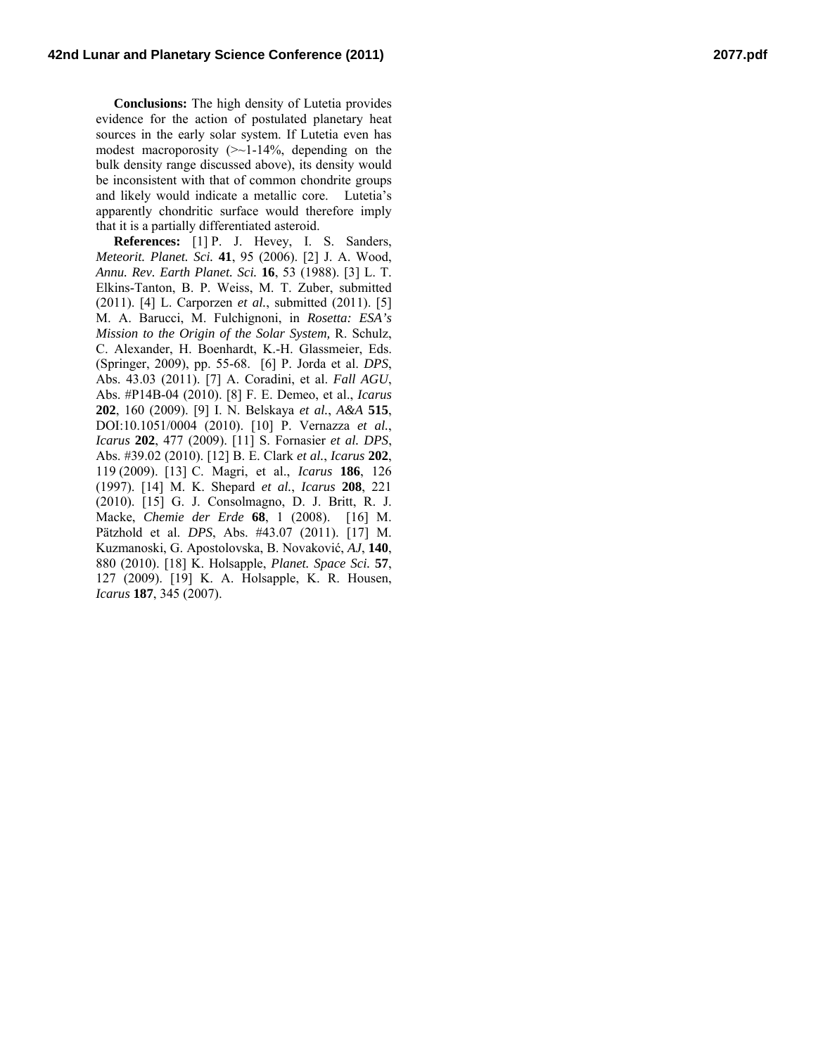**Conclusions:** The high density of Lutetia provides evidence for the action of postulated planetary heat sources in the early solar system. If Lutetia even has modest macroporosity (>~1-14%, depending on the bulk density range discussed above), its density would be inconsistent with that of common chondrite groups and likely would indicate a metallic core. Lutetia's apparently chondritic surface would therefore imply that it is a partially differentiated asteroid.

**References:** [1] P. J. Hevey, I. S. Sanders, *Meteorit. Planet. Sci.* **41**, 95 (2006). [2] J. A. Wood, *Annu. Rev. Earth Planet. Sci.* **16**, 53 (1988). [3] L. T. Elkins-Tanton, B. P. Weiss, M. T. Zuber, submitted (2011). [4] L. Carporzen *et al.*, submitted (2011). [5] M. A. Barucci, M. Fulchignoni, in *Rosetta: ESA's Mission to the Origin of the Solar System,* R. Schulz, C. Alexander, H. Boenhardt, K.-H. Glassmeier, Eds. (Springer, 2009), pp. 55-68. [6] P. Jorda et al. *DPS*, Abs. 43.03 (2011). [7] A. Coradini, et al. *Fall AGU*, Abs. #P14B-04 (2010). [8] F. E. Demeo, et al., *Icarus* **202**, 160 (2009). [9] I. N. Belskaya *et al.*, *A&A* **515**, DOI:10.1051/0004 (2010). [10] P. Vernazza *et al.*, *Icarus* **202**, 477 (2009). [11] S. Fornasier *et al. DPS*, Abs. #39.02 (2010). [12] B. E. Clark *et al.*, *Icarus* **202**, 119 (2009). [13] C. Magri, et al., *Icarus* **186**, 126 (1997). [14] M. K. Shepard *et al.*, *Icarus* **208**, 221 (2010). [15] G. J. Consolmagno, D. J. Britt, R. J. Macke, *Chemie der Erde* **68**, 1 (2008). [16] M. Pätzhold et al. *DPS*, Abs. #43.07 (2011). [17] M. Kuzmanoski, G. Apostolovska, B. Novaković, *AJ*, **140**, 880 (2010). [18] K. Holsapple, *Planet. Space Sci.* **57**, 127 (2009). [19] K. A. Holsapple, K. R. Housen, *Icarus* **187**, 345 (2007).